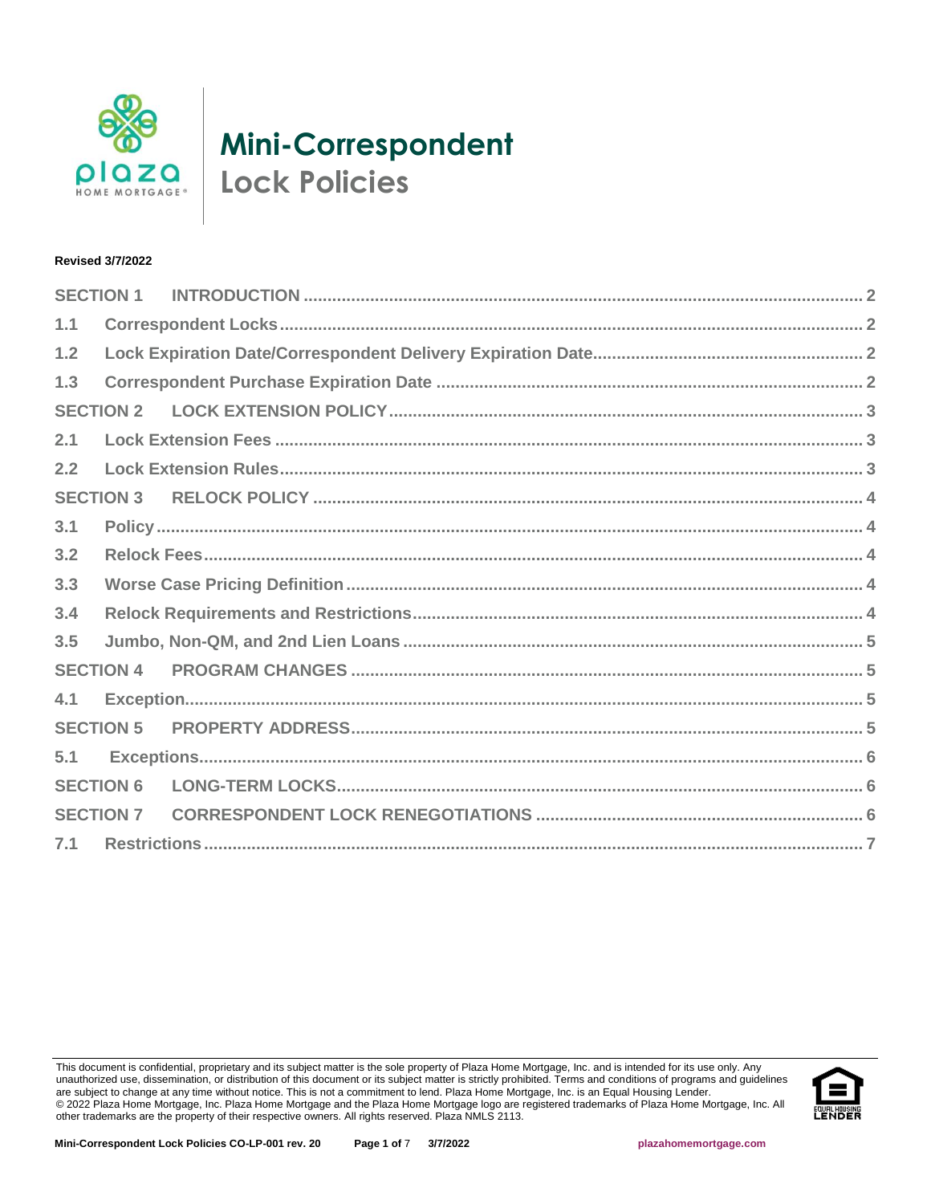# Mini-Correspondent Lock Policies

**Revised 3/7/2022**

| | | |
|---|---|---|
| SECTION 1 | INTRODUCTION | 2 |
| 1.1 | Correspondent Locks | 2 |
| 1.2 | Lock Expiration Date/Correspondent Delivery Expiration Date | 2 |
| 1.3 | Correspondent Purchase Expiration Date | 2 |
| SECTION 2 | LOCK EXTENSION POLICY | 3 |
| 2.1 | Lock Extension Fees | 3 |
| 2.2 | Lock Extension Rules | 3 |
| SECTION 3 | RELOCK POLICY | 4 |
| 3.1 | Policy | 4 |
| 3.2 | Relock Fees | 4 |
| 3.3 | Worse Case Pricing Definition | 4 |
| 3.4 | Relock Requirements and Restrictions | 4 |
| 3.5 | Jumbo, Non-QM, and 2nd Lien Loans | 5 |
| SECTION 4 | PROGRAM CHANGES | 5 |
| 4.1 | Exception | 5 |
| SECTION 5 | PROPERTY ADDRESS | 5 |
| 5.1 | Exceptions | 6 |
| SECTION 6 | LONG-TERM LOCKS | 6 |
| SECTION 7 | CORRESPONDENT LOCK RENEGOTIATIONS | 6 |
| 7.1 | Restrictions | 7 |

This document is confidential, proprietary and its subject matter is the sole property of Plaza Home Mortgage, Inc. and is intended for its use only. Any unauthorized use, dissemination, or distribution of this document or its subject matter is strictly prohibited. Terms and conditions of programs and guidelines are subject to change at any time without notice. This is not a commitment to lend. Plaza Home Mortgage, Inc. is an Equal Housing Lender. © 2022 Plaza Home Mortgage, Inc. Plaza Home Mortgage and the Plaza Home Mortgage logo are registered trademarks of Plaza Home Mortgage, Inc. All other trademarks are the property of their respective owners. All rights reserved. Plaza NMLS 2113.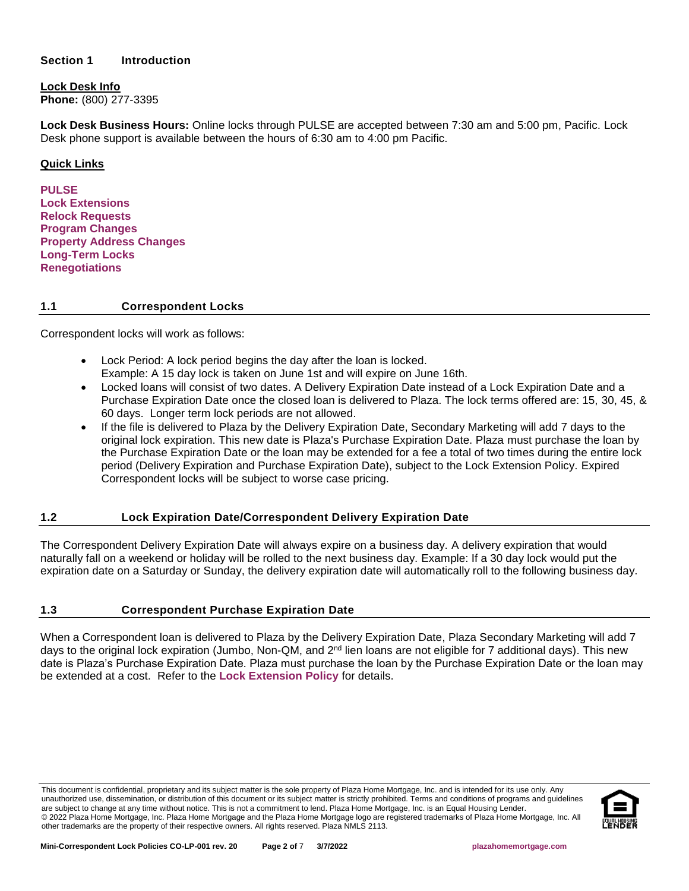## Section 1 Introduction

**Lock Desk Info**

**Phone:** (800) 277-3395

**Lock Desk Business Hours:** Online locks through PULSE are accepted between 7:30 am and 5:00 pm, Pacific. Lock Desk phone support is available between the hours of 6:30 am to 4:00 pm Pacific.

**Quick Links**

**PULSE**
**Lock Extensions**
**Relock Requests**
**Program Changes**
**Property Address Changes**
**Long-Term Locks**
**Renegotiations**

### 1.1 Correspondent Locks

Correspondent locks will work as follows:

- Lock Period: A lock period begins the day after the loan is locked.
  Example: A 15 day lock is taken on June 1st and will expire on June 16th.
- Locked loans will consist of two dates. A Delivery Expiration Date instead of a Lock Expiration Date and a Purchase Expiration Date once the closed loan is delivered to Plaza. The lock terms offered are: 15, 30, 45, & 60 days. Longer term lock periods are not allowed.
- If the file is delivered to Plaza by the Delivery Expiration Date, Secondary Marketing will add 7 days to the original lock expiration. This new date is Plaza's Purchase Expiration Date. Plaza must purchase the loan by the Purchase Expiration Date or the loan may be extended for a fee a total of two times during the entire lock period (Delivery Expiration and Purchase Expiration Date), subject to the Lock Extension Policy. Expired Correspondent locks will be subject to worse case pricing.

### 1.2 Lock Expiration Date/Correspondent Delivery Expiration Date

The Correspondent Delivery Expiration Date will always expire on a business day. A delivery expiration that would naturally fall on a weekend or holiday will be rolled to the next business day. Example: If a 30 day lock would put the expiration date on a Saturday or Sunday, the delivery expiration date will automatically roll to the following business day.

### 1.3 Correspondent Purchase Expiration Date

When a Correspondent loan is delivered to Plaza by the Delivery Expiration Date, Plaza Secondary Marketing will add 7 days to the original lock expiration (Jumbo, Non-QM, and 2nd lien loans are not eligible for 7 additional days). This new date is Plaza's Purchase Expiration Date. Plaza must purchase the loan by the Purchase Expiration Date or the loan may be extended at a cost. Refer to the **Lock Extension Policy** for details.

This document is confidential, proprietary and its subject matter is the sole property of Plaza Home Mortgage, Inc. and is intended for its use only. Any unauthorized use, dissemination, or distribution of this document or its subject matter is strictly prohibited. Terms and conditions of programs and guidelines are subject to change at any time without notice. This is not a commitment to lend. Plaza Home Mortgage, Inc. is an Equal Housing Lender. © 2022 Plaza Home Mortgage, Inc. Plaza Home Mortgage and the Plaza Home Mortgage logo are registered trademarks of Plaza Home Mortgage, Inc. All other trademarks are the property of their respective owners. All rights reserved. Plaza NMLS 2113.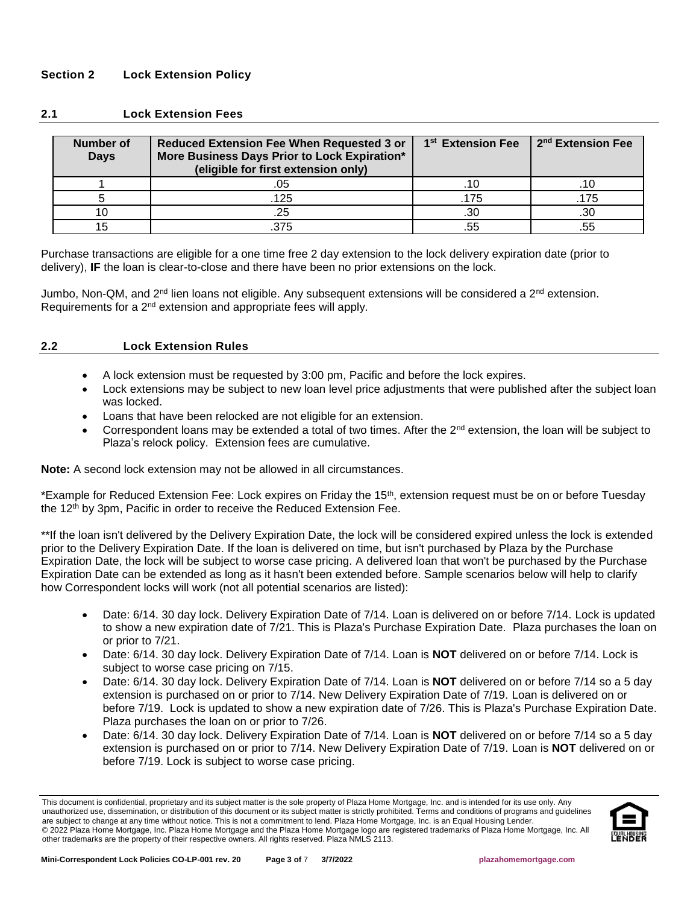## Section 2 Lock Extension Policy

### 2.1 Lock Extension Fees

| Number of Days | Reduced Extension Fee When Requested 3 or More Business Days Prior to Lock Expiration* (eligible for first extension only) | 1st Extension Fee | 2nd Extension Fee |
|---|---|---|---|
| 1 | .05 | .10 | .10 |
| 5 | .125 | .175 | .175 |
| 10 | .25 | .30 | .30 |
| 15 | .375 | .55 | .55 |

Purchase transactions are eligible for a one time free 2 day extension to the lock delivery expiration date (prior to delivery), **IF** the loan is clear-to-close and there have been no prior extensions on the lock.

Jumbo, Non-QM, and 2nd lien loans not eligible. Any subsequent extensions will be considered a 2nd extension. Requirements for a 2nd extension and appropriate fees will apply.

### 2.2 Lock Extension Rules

- A lock extension must be requested by 3:00 pm, Pacific and before the lock expires.
- Lock extensions may be subject to new loan level price adjustments that were published after the subject loan was locked.
- Loans that have been relocked are not eligible for an extension.
- Correspondent loans may be extended a total of two times. After the 2nd extension, the loan will be subject to Plaza's relock policy. Extension fees are cumulative.

**Note:** A second lock extension may not be allowed in all circumstances.

*Example for Reduced Extension Fee: Lock expires on Friday the 15th, extension request must be on or before Tuesday the 12th by 3pm, Pacific in order to receive the Reduced Extension Fee.

**If the loan isn't delivered by the Delivery Expiration Date, the lock will be considered expired unless the lock is extended prior to the Delivery Expiration Date. If the loan is delivered on time, but isn't purchased by Plaza by the Purchase Expiration Date, the lock will be subject to worse case pricing. A delivered loan that won't be purchased by the Purchase Expiration Date can be extended as long as it hasn't been extended before. Sample scenarios below will help to clarify how Correspondent locks will work (not all potential scenarios are listed):

- Date: 6/14. 30 day lock. Delivery Expiration Date of 7/14. Loan is delivered on or before 7/14. Lock is updated to show a new expiration date of 7/21. This is Plaza's Purchase Expiration Date. Plaza purchases the loan on or prior to 7/21.
- Date: 6/14. 30 day lock. Delivery Expiration Date of 7/14. Loan is **NOT** delivered on or before 7/14. Lock is subject to worse case pricing on 7/15.
- Date: 6/14. 30 day lock. Delivery Expiration Date of 7/14. Loan is **NOT** delivered on or before 7/14 so a 5 day extension is purchased on or prior to 7/14. New Delivery Expiration Date of 7/19. Loan is delivered on or before 7/19. Lock is updated to show a new expiration date of 7/26. This is Plaza's Purchase Expiration Date. Plaza purchases the loan on or prior to 7/26.
- Date: 6/14. 30 day lock. Delivery Expiration Date of 7/14. Loan is **NOT** delivered on or before 7/14 so a 5 day extension is purchased on or prior to 7/14. New Delivery Expiration Date of 7/19. Loan is **NOT** delivered on or before 7/19. Lock is subject to worse case pricing.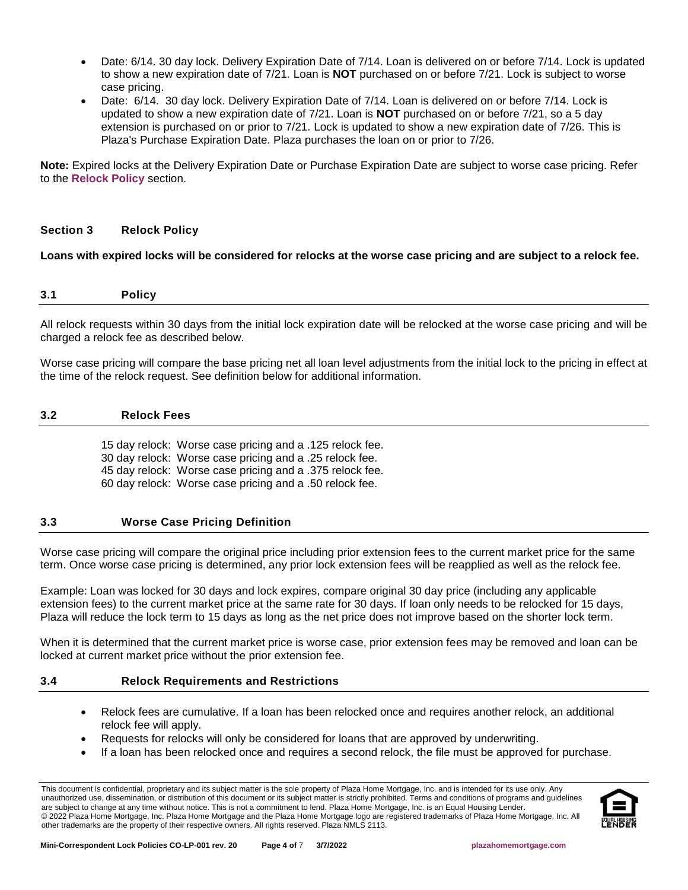- Date: 6/14. 30 day lock. Delivery Expiration Date of 7/14. Loan is delivered on or before 7/14. Lock is updated to show a new expiration date of 7/21. Loan is **NOT** purchased on or before 7/21. Lock is subject to worse case pricing.
- Date: 6/14. 30 day lock. Delivery Expiration Date of 7/14. Loan is delivered on or before 7/14. Lock is updated to show a new expiration date of 7/21. Loan is **NOT** purchased on or before 7/21, so a 5 day extension is purchased on or prior to 7/21. Lock is updated to show a new expiration date of 7/26. This is Plaza's Purchase Expiration Date. Plaza purchases the loan on or prior to 7/26.

**Note:** Expired locks at the Delivery Expiration Date or Purchase Expiration Date are subject to worse case pricing. Refer to the **Relock Policy** section.

## Section 3 Relock Policy

**Loans with expired locks will be considered for relocks at the worse case pricing and are subject to a relock fee.**

### 3.1 Policy

All relock requests within 30 days from the initial lock expiration date will be relocked at the worse case pricing and will be charged a relock fee as described below.

Worse case pricing will compare the base pricing net all loan level adjustments from the initial lock to the pricing in effect at the time of the relock request. See definition below for additional information.

### 3.2 Relock Fees

15 day relock: Worse case pricing and a .125 relock fee.
30 day relock: Worse case pricing and a .25 relock fee.
45 day relock: Worse case pricing and a .375 relock fee.
60 day relock: Worse case pricing and a .50 relock fee.

### 3.3 Worse Case Pricing Definition

Worse case pricing will compare the original price including prior extension fees to the current market price for the same term. Once worse case pricing is determined, any prior lock extension fees will be reapplied as well as the relock fee.

Example: Loan was locked for 30 days and lock expires, compare original 30 day price (including any applicable extension fees) to the current market price at the same rate for 30 days. If loan only needs to be relocked for 15 days, Plaza will reduce the lock term to 15 days as long as the net price does not improve based on the shorter lock term.

When it is determined that the current market price is worse case, prior extension fees may be removed and loan can be locked at current market price without the prior extension fee.

### 3.4 Relock Requirements and Restrictions

- Relock fees are cumulative. If a loan has been relocked once and requires another relock, an additional relock fee will apply.
- Requests for relocks will only be considered for loans that are approved by underwriting.
- If a loan has been relocked once and requires a second relock, the file must be approved for purchase.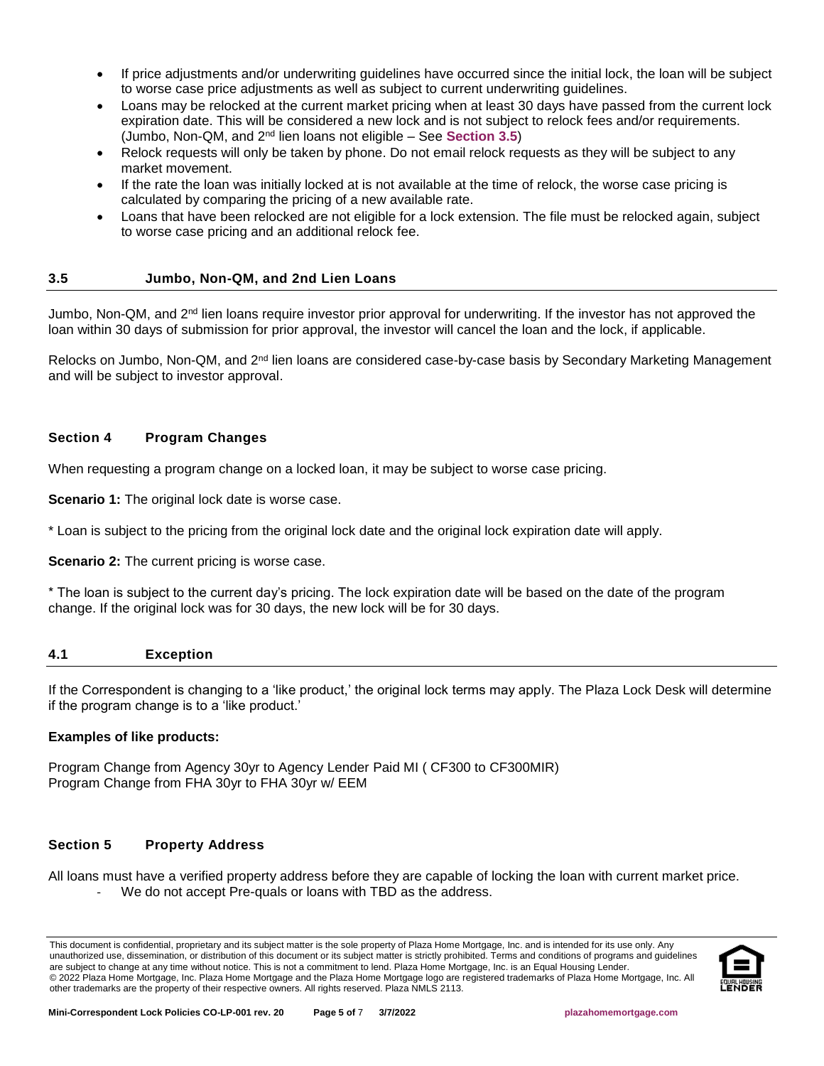- If price adjustments and/or underwriting guidelines have occurred since the initial lock, the loan will be subject to worse case price adjustments as well as subject to current underwriting guidelines.
- Loans may be relocked at the current market pricing when at least 30 days have passed from the current lock expiration date. This will be considered a new lock and is not subject to relock fees and/or requirements. (Jumbo, Non-QM, and 2nd lien loans not eligible – See **Section 3.5**)
- Relock requests will only be taken by phone. Do not email relock requests as they will be subject to any market movement.
- If the rate the loan was initially locked at is not available at the time of relock, the worse case pricing is calculated by comparing the pricing of a new available rate.
- Loans that have been relocked are not eligible for a lock extension. The file must be relocked again, subject to worse case pricing and an additional relock fee.

### 3.5 Jumbo, Non-QM, and 2nd Lien Loans

Jumbo, Non-QM, and 2nd lien loans require investor prior approval for underwriting. If the investor has not approved the loan within 30 days of submission for prior approval, the investor will cancel the loan and the lock, if applicable.

Relocks on Jumbo, Non-QM, and 2nd lien loans are considered case-by-case basis by Secondary Marketing Management and will be subject to investor approval.

## Section 4 Program Changes

When requesting a program change on a locked loan, it may be subject to worse case pricing.

**Scenario 1:** The original lock date is worse case.

* Loan is subject to the pricing from the original lock date and the original lock expiration date will apply.

**Scenario 2:** The current pricing is worse case.

* The loan is subject to the current day's pricing. The lock expiration date will be based on the date of the program change. If the original lock was for 30 days, the new lock will be for 30 days.

### 4.1 Exception

If the Correspondent is changing to a 'like product,' the original lock terms may apply. The Plaza Lock Desk will determine if the program change is to a 'like product.'

**Examples of like products:**

Program Change from Agency 30yr to Agency Lender Paid MI ( CF300 to CF300MIR)
Program Change from FHA 30yr to FHA 30yr w/ EEM

## Section 5 Property Address

All loans must have a verified property address before they are capable of locking the loan with current market price.

- We do not accept Pre-quals or loans with TBD as the address.

This document is confidential, proprietary and its subject matter is the sole property of Plaza Home Mortgage, Inc. and is intended for its use only. Any unauthorized use, dissemination, or distribution of this document or its subject matter is strictly prohibited. Terms and conditions of programs and guidelines are subject to change at any time without notice. This is not a commitment to lend. Plaza Home Mortgage, Inc. is an Equal Housing Lender. © 2022 Plaza Home Mortgage, Inc. Plaza Home Mortgage and the Plaza Home Mortgage logo are registered trademarks of Plaza Home Mortgage, Inc. All other trademarks are the property of their respective owners. All rights reserved. Plaza NMLS 2113.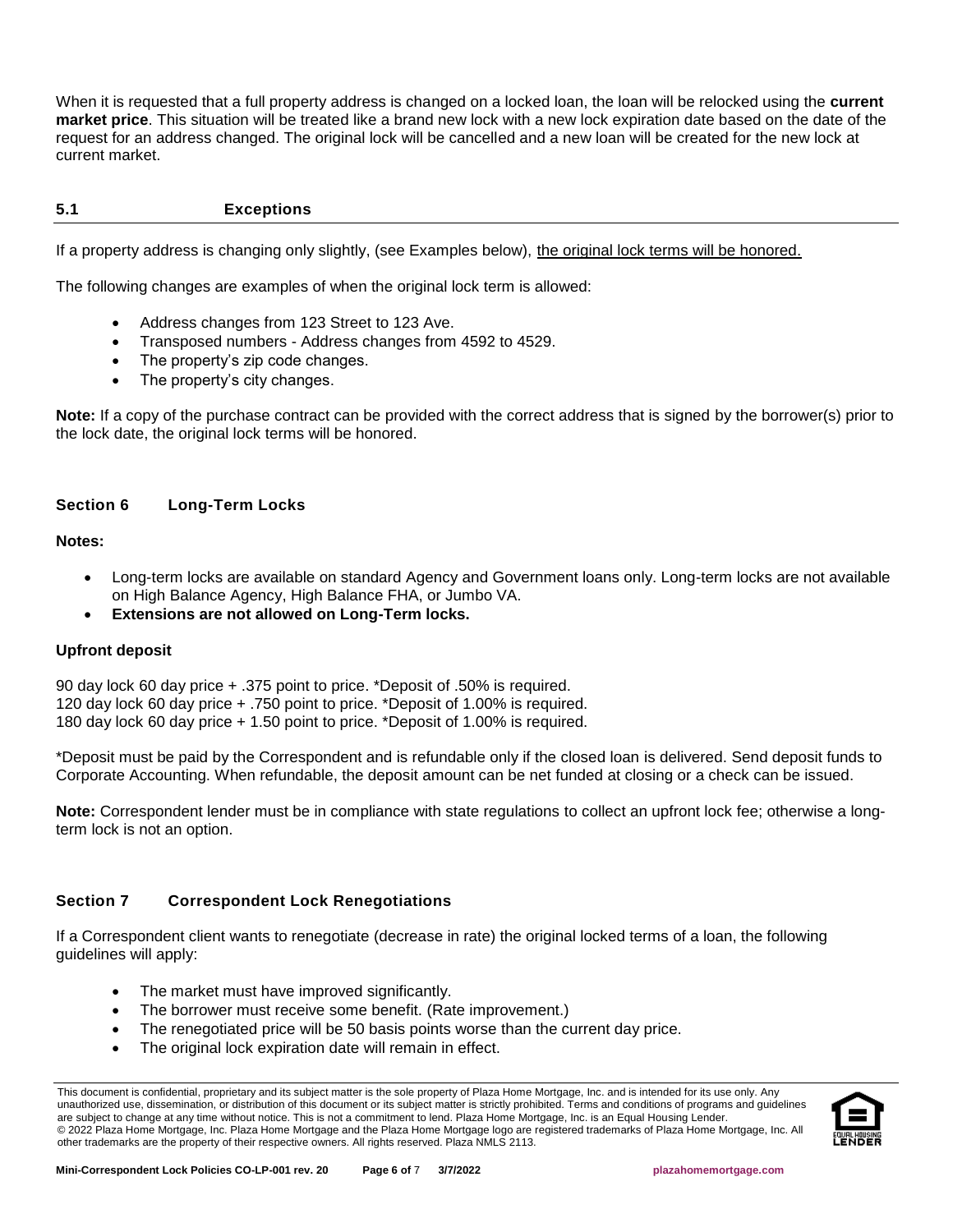When it is requested that a full property address is changed on a locked loan, the loan will be relocked using the **current market price**. This situation will be treated like a brand new lock with a new lock expiration date based on the date of the request for an address changed. The original lock will be cancelled and a new loan will be created for the new lock at current market.

## 5.1 Exceptions

If a property address is changing only slightly, (see Examples below), the original lock terms will be honored.

The following changes are examples of when the original lock term is allowed:

- Address changes from 123 Street to 123 Ave.
- Transposed numbers - Address changes from 4592 to 4529.
- The property's zip code changes.
- The property's city changes.

**Note:** If a copy of the purchase contract can be provided with the correct address that is signed by the borrower(s) prior to the lock date, the original lock terms will be honored.

## Section 6 Long-Term Locks

**Notes:**

- Long-term locks are available on standard Agency and Government loans only. Long-term locks are not available on High Balance Agency, High Balance FHA, or Jumbo VA.
- **Extensions are not allowed on Long-Term locks.**

**Upfront deposit**

90 day lock 60 day price + .375 point to price. *Deposit of .50% is required.
120 day lock 60 day price + .750 point to price. *Deposit of 1.00% is required.
180 day lock 60 day price + 1.50 point to price. *Deposit of 1.00% is required.

*Deposit must be paid by the Correspondent and is refundable only if the closed loan is delivered. Send deposit funds to Corporate Accounting. When refundable, the deposit amount can be net funded at closing or a check can be issued.

**Note:** Correspondent lender must be in compliance with state regulations to collect an upfront lock fee; otherwise a long-term lock is not an option.

## Section 7 Correspondent Lock Renegotiations

If a Correspondent client wants to renegotiate (decrease in rate) the original locked terms of a loan, the following guidelines will apply:

- The market must have improved significantly.
- The borrower must receive some benefit. (Rate improvement.)
- The renegotiated price will be 50 basis points worse than the current day price.
- The original lock expiration date will remain in effect.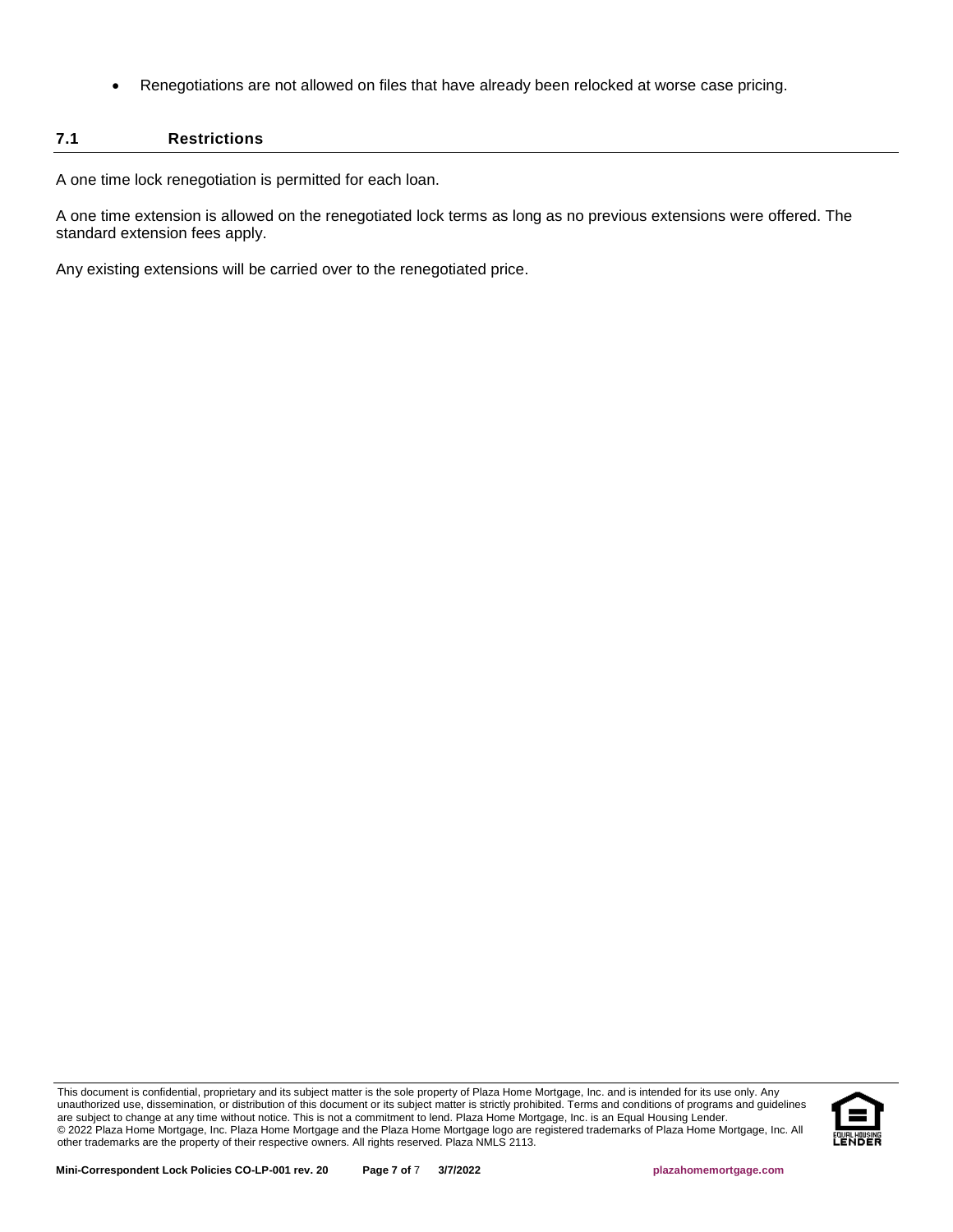- Renegotiations are not allowed on files that have already been relocked at worse case pricing.

## 7.1 Restrictions

A one time lock renegotiation is permitted for each loan.

A one time extension is allowed on the renegotiated lock terms as long as no previous extensions were offered. The standard extension fees apply.

Any existing extensions will be carried over to the renegotiated price.

This document is confidential, proprietary and its subject matter is the sole property of Plaza Home Mortgage, Inc. and is intended for its use only. Any unauthorized use, dissemination, or distribution of this document or its subject matter is strictly prohibited. Terms and conditions of programs and guidelines are subject to change at any time without notice. This is not a commitment to lend. Plaza Home Mortgage, Inc. is an Equal Housing Lender. © 2022 Plaza Home Mortgage, Inc. Plaza Home Mortgage and the Plaza Home Mortgage logo are registered trademarks of Plaza Home Mortgage, Inc. All other trademarks are the property of their respective owners. All rights reserved. Plaza NMLS 2113.